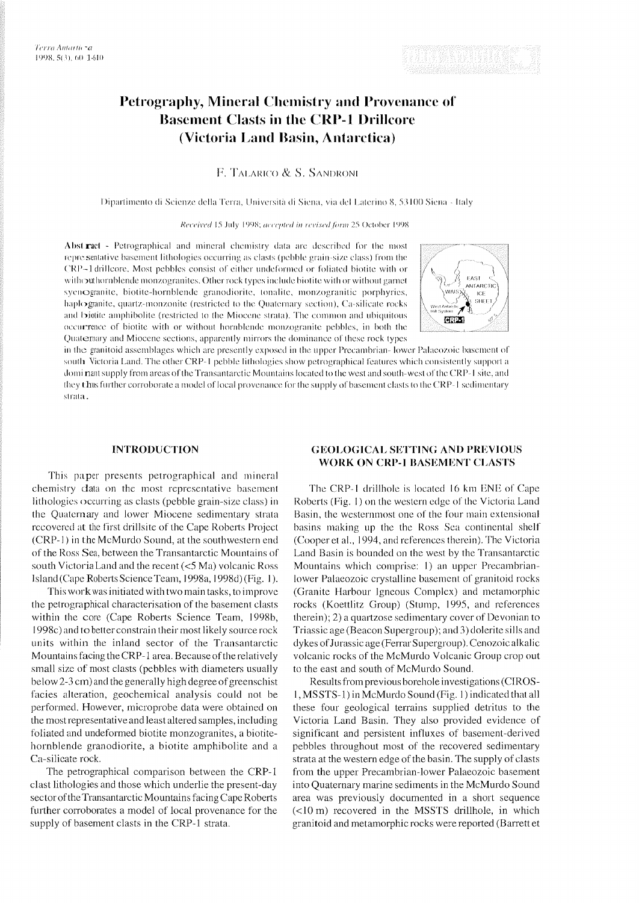# Petrography, Mineral Chemistry and Provenance of Basement Clasts in the CRP-1 Drillcore (Victoria Land Basin, Antarctica)

F. TALARICO & S. SANDRONI

Dipartimento di Scienze della Terra, Università di Siena, via del Laterino 8, 53100 Siena - Italy

*Received 15 July 1998; accepted in revised form 25 October 1998*

**Abstract** - Petrographical and mineral chemistry data are described for the most representative basement lithologies occurring as clasts (pebble grain-size class) from the CRP-1 drillcore. Most pebbles consist of either undeformed or foliated biotite with or without hornblende monzogranites. Other rock types include biotite with or without garnet syenogranite, biotite-hornblende granodiorite, tonalite, monzogranitic porphyries, haplogranite, quartz-monzonite (restricted to the Quaternary section), Ca-silicate rocks and biotite amphibolite (restricted to the Miocene strata). The common and ubiquitous occurrence of biotite with or without hornblende monzogranite pebbles, in both the Quaternary and Miocene sections, apparently mirrors the dominance of these rock types in the granitoid assemblages which are presently exposed in the upper Precambrian- lower Palaeozoic basement of south Victoria Land. The other CRP-1 pebble lithologies show petrographical features which consistently support a dominant supply from areas of the Transantarctic Mountains located to the west and south-west of the CRP-1 site, and they thus further corroborate a model of local provenance for the supply of basement clasts to the CRP-1 sedimentary strata.

## INTRODUCTION

This paper presents petrographical and mineral chemistry data on the most representative basement lithologies occurring as clasts (pebble grain-size class) in the Quaternary and lower Miocene sedimentary strata recovered at the first drillsite of the Cape Roberts Project (CRP-1) in the McMurdo Sound, at the southwestern end of the Ross Sea, between the Transantarctic Mountains of south Victoria Land and the recent (<5 Ma) volcanic Ross Island (Cape Roberts Science Team, 1998a, 1998d) (Fig. 1).

This work was initiated with two main tasks, to improve the petrographical characterisation of the basement clasts within the core (Cape Roberts Science Team, 1998b, 1998c) and to better constrain their most likely source rock units within the inland sector of the Transantarctic Mountains facing the CRP-1 area. Because of the relatively small size of most clasts (pebbles with diameters usually below 2-3 cm) and the generally high degree of greenschist facies alteration, geochemical analysis could not be performed. However, microprobe data were obtained on the most representative and least altered samples, including foliated and undeformed biotite monzogranites, a biotite-hornblende granodiorite, a biotite amphibolite and a Ca-silicate rock.

The petrographical comparison between the CRP-1 clast lithologies and those which underlie the present-day sector of the Transantarctic Mountains facing Cape Roberts further corroborates a model of local provenance for the supply of basement clasts in the CRP-1 strata.

## GEOLOGICAL SETTING AND PREVIOUS WORK ON CRP-1 BASEMENT CLASTS

The CRP-1 drillhole is located 16 km ENE of Cape Roberts (Fig. 1) on the western edge of the Victoria Land Basin, the westernmost one of the four main extensional basins making up the the Ross Sea continental shelf (Cooper et al., 1994, and references therein). The Victoria Land Basin is bounded on the west by the Transantarctic Mountains which comprise: 1) an upper Precambrian-lower Palaeozoic crystalline basement of granitoid rocks (Granite Harbour Igneous Complex) and metamorphic rocks (Koettlitz Group) (Stump, 1995, and references therein); 2) a quartzose sedimentary cover of Devonian to Triassic age (Beacon Supergroup); and 3) dolerite sills and dykes of Jurassic age (Ferrar Supergroup). Cenozoic alkalic volcanic rocks of the McMurdo Volcanic Group crop out to the east and south of McMurdo Sound.

Results from previous borehole investigations (CIROS-1, MSSTS-1) in McMurdo Sound (Fig. 1) indicated that all these four geological terrains supplied detritus to the Victoria Land Basin. They also provided evidence of significant and persistent influxes of basement-derived pebbles throughout most of the recovered sedimentary strata at the western edge of the basin. The supply of clasts from the upper Precambrian-lower Palaeozoic basement into Quaternary marine sediments in the McMurdo Sound area was previously documented in a short sequence (<10 m) recovered in the MSSTS drillhole, in which granitoid and metamorphic rocks were reported (Barrett et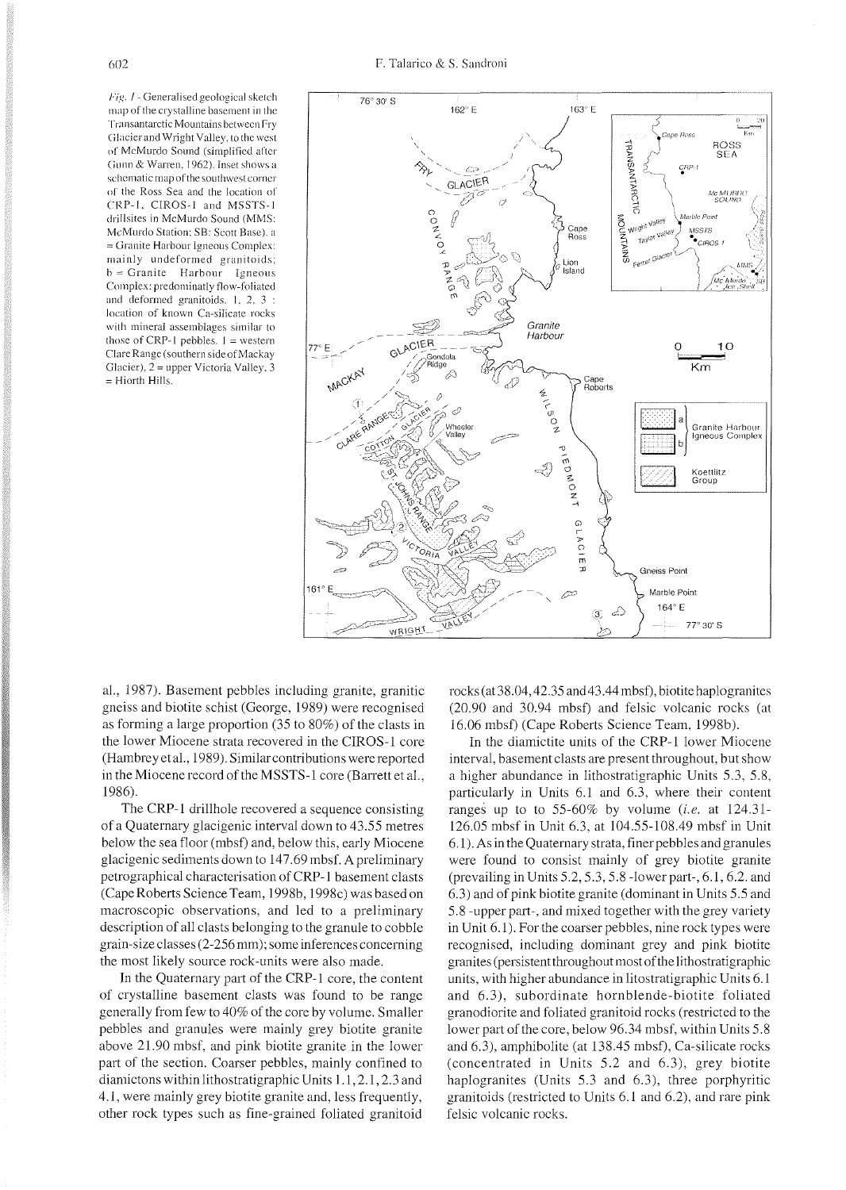*Fig. 1* - Generalised geological sketch map of the crystalline basement in the Transantarctic Mountains between Fry Glacier and Wright Valley, to the west of McMurdo Sound (simplified after Gunn & Warren, 1962). Inset shows a schematic map of the southwest corner of the Ross Sea and the location of CRP-1, CIROS-1 and MSSTS-1 drillsites in McMurdo Sound (MMS: McMurdo Station; SB: Scott Base). a = Granite Harbour Igneous Complex: mainly undeformed granitoids; b = Granite Harbour Igneous Complex: predominatly flow-foliated and deformed granitoids. 1, 2, 3 : location of known Ca-silicate rocks with mineral assemblages similar to those of CRP-1 pebbles. 1 = western Clare Range (southern side of Mackay Glacier), 2 = upper Victoria Valley, 3 = Hjorth Hills.

al., 1987). Basement pebbles including granite, granitic gneiss and biotite schist (George, 1989) were recognised as forming a large proportion (35 to 80%) of the clasts in the lower Miocene strata recovered in the CIROS-1 core (Hambrey et al., 1989). Similar contributions were reported in the Miocene record of the MSSTS-1 core (Barrett et al., 1986).

The CRP-1 drillhole recovered a sequence consisting of a Quaternary glacigenic interval down to 43.55 metres below the sea floor (mbsf) and, below this, early Miocene glacigenic sediments down to 147.69 mbsf. A preliminary petrographical characterisation of CRP-1 basement clasts (Cape Roberts Science Team, 1998b, 1998c) was based on macroscopic observations, and led to a preliminary description of all clasts belonging to the granule to cobble grain-size classes (2-256 mm); some inferences concerning the most likely source rock-units were also made.

In the Quaternary part of the CRP-1 core, the content of crystalline basement clasts was found to be range generally from few to 40% of the core by volume. Smaller pebbles and granules were mainly grey biotite granite above 21.90 mbsf, and pink biotite granite in the lower part of the section. Coarser pebbles, mainly confined to diamictons within lithostratigraphic Units 1.1, 2.1, 2.3 and 4.1, were mainly grey biotite granite and, less frequently, other rock types such as fine-grained foliated granitoid rocks (at 38.04, 42.35 and 43.44 mbsf), biotite haplogranites (20.90 and 30.94 mbsf) and felsic volcanic rocks (at 16.06 mbsf) (Cape Roberts Science Team, 1998b).

In the diamictite units of the CRP-1 lower Miocene interval, basement clasts are present throughout, but show a higher abundance in lithostratigraphic Units 5.3, 5.8, particularly in Units 6.1 and 6.3, where their content ranges up to to 55-60% by volume (*i.e.* at 124.31-126.05 mbsf in Unit 6.3, at 104.55-108.49 mbsf in Unit 6.1). As in the Quaternary strata, finer pebbles and granules were found to consist mainly of grey biotite granite (prevailing in Units 5.2, 5.3, 5.8 -lower part-, 6.1, 6.2. and 6.3) and of pink biotite granite (dominant in Units 5.5 and 5.8 -upper part-, and mixed together with the grey variety in Unit 6.1). For the coarser pebbles, nine rock types were recognised, including dominant grey and pink biotite granites (persistent throughout most of the lithostratigraphic units, with higher abundance in litostratigraphic Units 6.1 and 6.3), subordinate hornblende-biotite foliated granodiorite and foliated granitoid rocks (restricted to the lower part of the core, below 96.34 mbsf, within Units 5.8 and 6.3), amphibolite (at 138.45 mbsf), Ca-silicate rocks (concentrated in Units 5.2 and 6.3), grey biotite haplogranites (Units 5.3 and 6.3), three porphyritic granitoids (restricted to Units 6.1 and 6.2), and rare pink felsic volcanic rocks.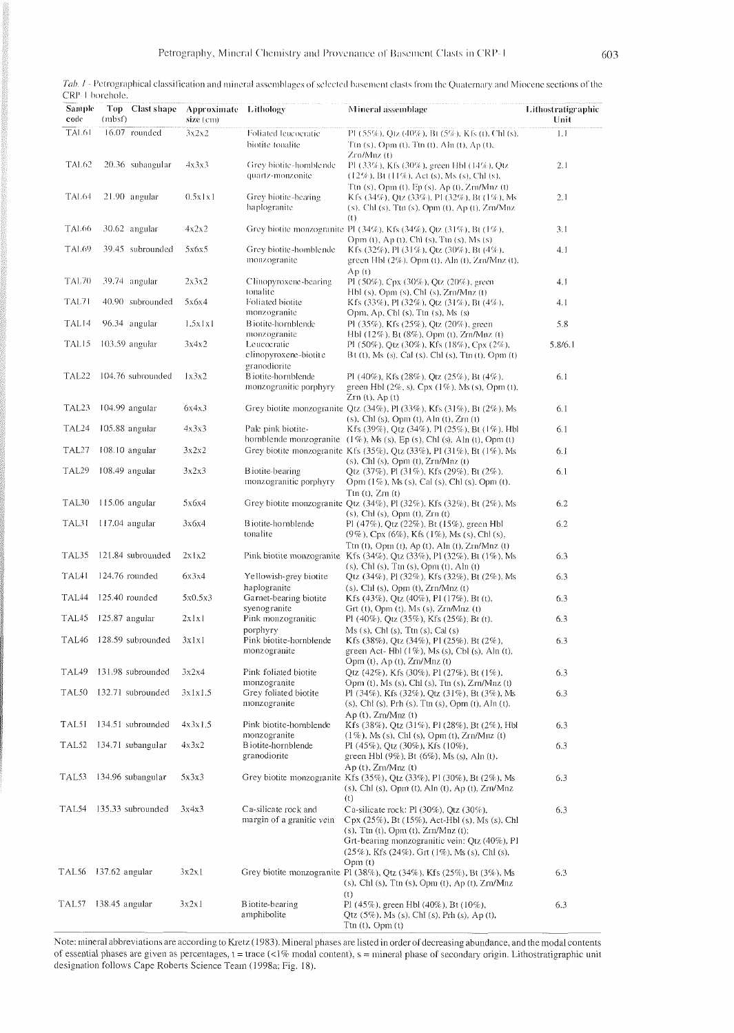*Tab. 1* - Petrographical classification and mineral assemblages of selected basement clasts from the Quaternary and Miocene sections of the CRP-1 borehole.

| Sample code | Top (mbsf) | Clast shape | Approximate size (cm) | Lithology | Mineral assemblage | Lithostratigraphic Unit |
|---|---|---|---|---|---|---|
| TAL61 | 16.07 | rounded | 3x2x2 | Foliated leucocratic biotite tonalite | Pl (55%), Qtz (40%), Bt (5%), Kfs (t), Chl (s), Ttn (s), Opm (t), Ttn (t), Aln (t), Ap (t), Zrn/Mnz (t) | 1.1 |
| TAL62 | 20.36 | subangular | 4x3x3 | Grey biotite-hornblende quartz-monzonite | Pl (33%), Kfs (30%), green Hbl (14%), Qtz (12%), Bt (11%), Act (s), Ms (s), Chl (s), Ttn (s), Opm (t), Ep (s), Ap (t), Zrn/Mnz (t) | 2.1 |
| TAL64 | 21.90 | angular | 0.5x1x1 | Grey biotite-bearing haplogranite | Kfs (34%), Qtz (33%), Pl (32%), Bt (1%), Ms (s), Chl (s), Ttn (s), Opm (t), Ap (t), Zrn/Mnz (t) | 2.1 |
| TAL66 | 30.62 | angular | 4x2x2 | Grey biotite monzogranite | Pl (34%), Kfs (34%), Qtz (31%), Bt (1%), Opm (t), Ap (t), Chl (s), Ttn (s), Ms (s) | 3.1 |
| TAL69 | 39.45 | subrounded | 5x6x5 | Grey biotite-hornblende monzogranite | Kfs (32%), Pl (31%), Qtz (30%), Bt (4%), green Hbl (2%), Opm (t), Aln (t), Zrn/Mnz (t), Ap (t) | 4.1 |
| TAL70 | 39.74 | angular | 2x3x2 | Clinopyroxene-bearing tonalite | Pl (50%), Cpx (30%), Qtz (20%), green Hbl (s), Opm (s), Chl (s), Zrn/Mnz (t) | 4.1 |
| TAL71 | 40.90 | subrounded | 5x6x4 | Foliated biotite monzogranite | Kfs (33%), Pl (32%), Qtz (31%), Bt (4%), Opm, Ap, Chl (s), Ttn (s), Ms (s) | 4.1 |
| TAL14 | 96.34 | angular | 1.5x1x1 | Biotite-hornblende monzogranite | Pl (35%), Kfs (25%), Qtz (20%), green Hbl (12%), Bt (8%), Opm (t), Zrn/Mnz (t) | 5.8 |
| TAL15 | 103.59 | angular | 3x4x2 | Leucocratic clinopyroxene-biotite granodiorite | Pl (50%), Qtz (30%), Kfs (18%), Cpx (2%), Bt (t), Ms (s), Cal (s), Chl (s), Ttn (t), Opm (t) | 5.8/6.1 |
| TAL22 | 104.76 | subrounded | 1x3x2 | Biotite-hornblende monzogranitic porphyry | Pl (40%), Kfs (28%), Qtz (25%), Bt (4%), green Hbl (2%, s), Cpx (1%), Ms (s), Opm (t), Zrn (t), Ap (t) | 6.1 |
| TAL23 | 104.99 | angular | 6x4x3 | Grey biotite monzogranite | Qtz (34%), Pl (33%), Kfs (31%), Bt (2%), Ms (s), Chl (s), Opm (t), Aln (t), Zrn (t) | 6.1 |
| TAL24 | 105.88 | angular | 4x3x3 | Pale pink biotite-hornblende monzogranite | Kfs (39%), Qtz (34%), Pl (25%), Bt (1%), Hbl (1%), Ms (s), Ep (s), Chl (s), Aln (t), Opm (t) | 6.1 |
| TAL27 | 108.10 | angular | 3x2x2 | Grey biotite monzogranite | Kfs (35%), Qtz (33%), Pl (31%), Bt (1%), Ms (s), Chl (s), Opm (t), Zrn/Mnz (t) | 6.1 |
| TAL29 | 108.49 | angular | 3x2x3 | Biotite-bearing monzogranitic porphyry | Qtz (37%), Pl (31%), Kfs (29%), Bt (2%), Opm (1%), Ms (s), Cal (s), Chl (s), Opm (t), Ttn (t), Zrn (t) | 6.1 |
| TAL30 | 115.06 | angular | 5x6x4 | Grey biotite monzogranite | Qtz (34%), Pl (32%), Kfs (32%), Bt (2%), Ms (s), Chl (s), Opm (t), Zrn (t) | 6.2 |
| TAL31 | 117.04 | angular | 3x6x4 | Biotite-hornblende tonalite | Pl (47%), Qtz (22%), Bt (15%), green Hbl (9%), Cpx (6%), Kfs (1%), Ms (s), Chl (s), Ttn (t), Opm (t), Ap (t), Aln (t), Zrn/Mnz (t) | 6.2 |
| TAL35 | 121.84 | subrounded | 2x1x2 | Pink biotite monzogranite | Kfs (34%), Qtz (33%), Pl (32%), Bt (1%), Ms (s), Chl (s), Ttn (s), Opm (t), Aln (t) | 6.3 |
| TAL41 | 124.76 | rounded | 6x3x4 | Yellowish-grey biotite haplogranite | Qtz (34%), Pl (32%), Kfs (32%), Bt (2%), Ms (s), Chl (s), Opm (t), Zrn/Mnz (t) | 6.3 |
| TAL44 | 125.40 | rounded | 5x0.5x3 | Garnet-bearing biotite syenogranite | Kfs (43%), Qtz (40%), Pl (17%), Bt (t), Grt (t), Opm (t), Ms (s), Zrn/Mnz (t) | 6.3 |
| TAL45 | 125.87 | angular | 2x1x1 | Pink monzogranitic porphyry | Pl (40%), Qtz (35%), Kfs (25%), Bt (t), Ms (s), Chl (s), Ttn (s), Cal (s) | 6.3 |
| TAL46 | 128.59 | subrounded | 3x1x1 | Pink biotite-hornblende monzogranite | Kfs (38%), Qtz (34%), Pl (25%), Bt (2%), green Act- Hbl (1%), Ms (s), Chl (s), Aln (t), Opm (t), Ap (t), Zrn/Mnz (t) | 6.3 |
| TAL49 | 131.98 | subrounded | 3x2x4 | Pink foliated biotite monzogranite | Qtz (42%), Kfs (30%), Pl (27%), Bt (1%), Opm (t), Ms (s), Chl (s), Ttn (s), Zrn/Mnz (t) | 6.3 |
| TAL50 | 132.71 | subrounded | 3x1x1.5 | Grey foliated biotite monzogranite | Pl (34%), Kfs (32%), Qtz (31%), Bt (3%), Ms (s), Chl (s), Prh (s), Ttn (s), Opm (t), Aln (t), Ap (t), Zrn/Mnz (t) | 6.3 |
| TAL51 | 134.51 | subrounded | 4x3x1.5 | Pink biotite-hornblende monzogranite | Kfs (38%), Qtz (31%), Pl (28%), Bt (2%), Hbl (1%), Ms (s), Chl (s), Opm (t), Zrn/Mnz (t) | 6.3 |
| TAL52 | 134.71 | subangular | 4x3x2 | Biotite-hornblende granodiorite | Pl (45%), Qtz (30%), Kfs (10%), green Hbl (9%), Bt (6%), Ms (s), Aln (t), Ap (t), Zrn/Mnz (t) | 6.3 |
| TAL53 | 134.96 | subangular | 5x3x3 | Grey biotite monzogranite | Kfs (35%), Qtz (33%), Pl (30%), Bt (2%), Ms (s), Chl (s), Opm (t), Aln (t), Ap (t), Zrn/Mnz (t) | 6.3 |
| TAL54 | 135.33 | subrounded | 3x4x3 | Ca-silicate rock and margin of a granitic vein | Ca-silicate rock: Pl (30%), Qtz (30%), Cpx (25%), Bt (15%), Act-Hbl (s), Ms (s), Chl (s), Ttn (t), Opm (t), Zrn/Mnz (t); Grt-bearing monzogranitic vein: Qtz (40%), Pl (25%), Kfs (24%), Grt (1%), Ms (s), Chl (s), Opm (t) | 6.3 |
| TAL56 | 137.62 | angular | 3x2x1 | Grey biotite monzogranite | Pl (38%), Qtz (34%), Kfs (25%), Bt (3%), Ms (s), Chl (s), Ttn (s), Opm (t), Ap (t), Zrn/Mnz (t) | 6.3 |
| TAL57 | 138.45 | angular | 3x2x1 | Biotite-bearing amphibolite | Pl (45%), green Hbl (40%), Bt (10%), Qtz (5%), Ms (s), Chl (s), Prh (s), Ap (t), Ttn (t), Opm (t) | 6.3 |

Note: mineral abbreviations are according to Kretz (1983). Mineral phases are listed in order of decreasing abundance, and the modal contents of essential phases are given as percentages, t = trace (<1% modal content), s = mineral phase of secondary origin. Lithostratigraphic unit designation follows Cape Roberts Science Team (1998a; Fig. 18).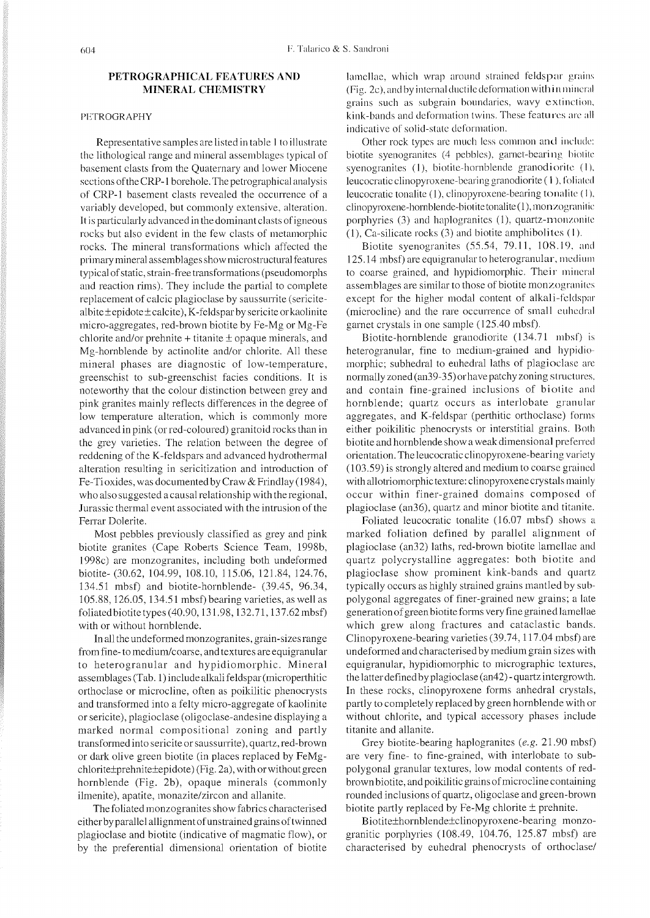## PETROGRAPHICAL FEATURES AND MINERAL CHEMISTRY

### PETROGRAPHY

Representative samples are listed in table 1 to illustrate the lithological range and mineral assemblages typical of basement clasts from the Quaternary and lower Miocene sections of the CRP-1 borehole. The petrographical analysis of CRP-1 basement clasts revealed the occurrence of a variably developed, but commonly extensive, alteration. It is particularly advanced in the dominant clasts of igneous rocks but also evident in the few clasts of metamorphic rocks. The mineral transformations which affected the primary mineral assemblages show microstructural features typical of static, strain-free transformations (pseudomorphs and reaction rims). They include the partial to complete replacement of calcic plagioclase by saussurrite (sericite-albite±epidote±calcite), K-feldspar by sericite or kaolinite micro-aggregates, red-brown biotite by Fe-Mg or Mg-Fe chlorite and/or prehnite + titanite ± opaque minerals, and Mg-hornblende by actinolite and/or chlorite. All these mineral phases are diagnostic of low-temperature, greenschist to sub-greenschist facies conditions. It is noteworthy that the colour distinction between grey and pink granites mainly reflects differences in the degree of low temperature alteration, which is commonly more advanced in pink (or red-coloured) granitoid rocks than in the grey varieties. The relation between the degree of reddening of the K-feldspars and advanced hydrothermal alteration resulting in sericitization and introduction of Fe-Ti oxides, was documented by Craw & Frindlay (1984), who also suggested a causal relationship with the regional, Jurassic thermal event associated with the intrusion of the Ferrar Dolerite.

Most pebbles previously classified as grey and pink biotite granites (Cape Roberts Science Team, 1998b, 1998c) are monzogranites, including both undeformed biotite- (30.62, 104.99, 108.10, 115.06, 121.84, 124.76, 134.51 mbsf) and biotite-hornblende- (39.45, 96.34, 105.88, 126.05, 134.51 mbsf) bearing varieties, as well as foliated biotite types (40.90, 131.98, 132.71, 137.62 mbsf) with or without hornblende.

In all the undeformed monzogranites, grain-sizes range from fine- to medium/coarse, and textures are equigranular to heterogranular and hypidiomorphic. Mineral assemblages (Tab. 1) include alkali feldspar (microperthitic orthoclase or microcline, often as poikilitic phenocrysts and transformed into a felty micro-aggregate of kaolinite or sericite), plagioclase (oligoclase-andesine displaying a marked normal compositional zoning and partly transformed into sericite or saussurrite), quartz, red-brown or dark olive green biotite (in places replaced by FeMg-chlorite±prehnite±epidote) (Fig. 2a), with or without green hornblende (Fig. 2b), opaque minerals (commonly ilmenite), apatite, monazite/zircon and allanite.

The foliated monzogranites show fabrics characterised either by parallel allignment of unstrained grains of twinned plagioclase and biotite (indicative of magmatic flow), or by the preferential dimensional orientation of biotite lamellae, which wrap around strained feldspar grains (Fig. 2c), and by internal ductile deformation within mineral grains such as subgrain boundaries, wavy extinction, kink-bands and deformation twins. These features are all indicative of solid-state deformation.

Other rock types are much less common and include: biotite syenogranites (4 pebbles), garnet-bearing biotite syenogranites (1), biotite-hornblende granodiorite (1), leucocratic clinopyroxene-bearing granodiorite (1), foliated leucocratic tonalite (1), clinopyroxene-bearing tonalite (1), clinopyroxene-hornblende-biotite tonalite (1), monzogranitic porphyries (3) and haplogranites (1), quartz-monzonite (1), Ca-silicate rocks (3) and biotite amphibolites (1).

Biotite syenogranites (55.54, 79.11, 108.19, and 125.14 mbsf) are equigranular to heterogranular, medium to coarse grained, and hypidiomorphic. Their mineral assemblages are similar to those of biotite monzogranites except for the higher modal content of alkali-feldspar (microcline) and the rare occurrence of small euhedral garnet crystals in one sample (125.40 mbsf).

Biotite-hornblende granodiorite (134.71 mbsf) is heterogranular, fine to medium-grained and hypidiomorphic; subhedral to euhedral laths of plagioclase are normally zoned (an39-35) or have patchy zoning structures, and contain fine-grained inclusions of biotite and hornblende; quartz occurs as interlobate granular aggregates, and K-feldspar (perthitic orthoclase) forms either poikilitic phenocrysts or interstitial grains. Both biotite and hornblende show a weak dimensional preferred orientation. The leucocratic clinopyroxene-bearing variety (103.59) is strongly altered and medium to coarse grained with allotriomorphic texture: clinopyroxene crystals mainly occur within finer-grained domains composed of plagioclase (an36), quartz and minor biotite and titanite.

Foliated leucocratic tonalite (16.07 mbsf) shows a marked foliation defined by parallel alignment of plagioclase (an32) laths, red-brown biotite lamellae and quartz polycrystalline aggregates: both biotite and plagioclase show prominent kink-bands and quartz typically occurs as highly strained grains mantled by sub-polygonal aggregates of finer-grained new grains; a late generation of green biotite forms very fine grained lamellae which grew along fractures and cataclastic bands. Clinopyroxene-bearing varieties (39.74, 117.04 mbsf) are undeformed and characterised by medium grain sizes with equigranular, hypidiomorphic to micrographic textures, the latter defined by plagioclase (an42) - quartz intergrowth. In these rocks, clinopyroxene forms anhedral crystals, partly to completely replaced by green hornblende with or without chlorite, and typical accessory phases include titanite and allanite.

Grey biotite-bearing haplogranites (*e.g.* 21.90 mbsf) are very fine- to fine-grained, with interlobate to sub-polygonal granular textures, low modal contents of red-brown biotite, and poikilitic grains of microcline containing rounded inclusions of quartz, oligoclase and green-brown biotite partly replaced by Fe-Mg chlorite ± prehnite.

Biotite±hornblende±clinopyroxene-bearing monzogranitic porphyries (108.49, 104.76, 125.87 mbsf) are characterised by euhedral phenocrysts of orthoclase/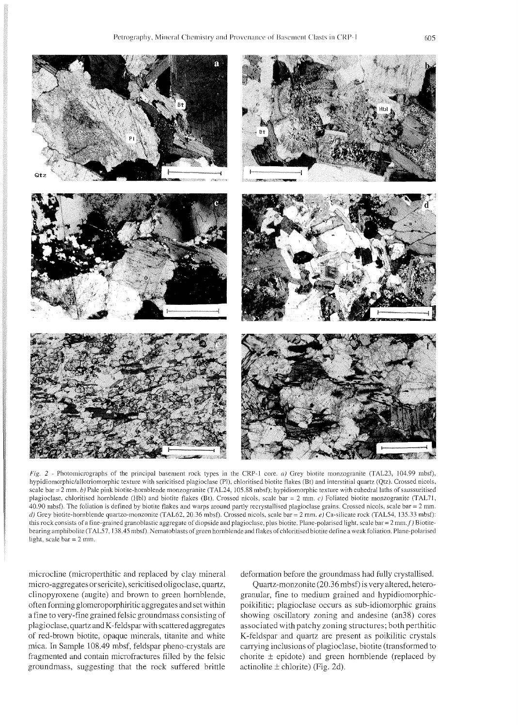*Fig. 2* - Photomicrographs of the principal basement rock types in the CRP-1 core. *a)* Grey biotite monzogranite (TAL23, 104.99 mbsf), hypidiomorphic/allotriomorphic texture with sericitised plagioclase (Pl), chloritised biotite flakes (Bt) and interstitial quartz (Qtz). Crossed nicols, scale bar = 2 mm. *b)* Pale pink biotite-hornblende monzogranite (TAL24, 105.88 mbsf); hypidiomorphic texture with euhedral laths of saussuritised plagioclase, chloritised hornblende (Hbl) and biotite flakes (Bt). Crossed nicols, scale bar = 2 mm. *c)* Foliated biotite monzogranite (TAL71, 40.90 mbsf). The foliation is defined by biotite flakes and warps around partly recrystallised plagioclase grains. Crossed nicols, scale bar = 2 mm. *d)* Grey biotite-hornblende quartzo-monzonite (TAL62, 20.36 mbsf). Crossed nicols, scale bar = 2 mm. *e)* Ca-silicate rock (TAL54, 135.33 mbsf): this rock consists of a fine-grained granoblastic aggregate of diopside and plagioclase, plus biotite. Plane-polarised light, scale bar = 2 mm. *f)* Biotite-bearing amphibolite (TAL57, 138.45 mbsf). Nematoblasts of green hornblende and flakes of chloritised biotite define a weak foliation. Plane-polarised light, scale bar = 2 mm.

microcline (microperthitic and replaced by clay mineral micro-aggregates or sericite), sericitised oligoclase, quartz, clinopyroxene (augite) and brown to green hornblende, often forming glomeroporphiritic aggregates and set within a fine to very-fine grained felsic groundmass consisting of plagioclase, quartz and K-feldspar with scattered aggregates of red-brown biotite, opaque minerals, titanite and white mica. In Sample 108.49 mbsf, feldspar pheno-crystals are fragmented and contain microfractures filled by the felsic groundmass, suggesting that the rock suffered brittle deformation before the groundmass had fully crystallised.

Quartz-monzonite (20.36 mbsf) is very altered, heterogranular, fine to medium grained and hypidiomorphic-poikilitic; plagioclase occurs as sub-idiomorphic grains showing oscillatory zoning and andesine (an38) cores associated with patchy zoning structures; both perthitic K-feldspar and quartz are present as poikilitic crystals carrying inclusions of plagioclase, biotite (transformed to chorite ± epidote) and green hornblende (replaced by actinolite ± chlorite) (Fig. 2d).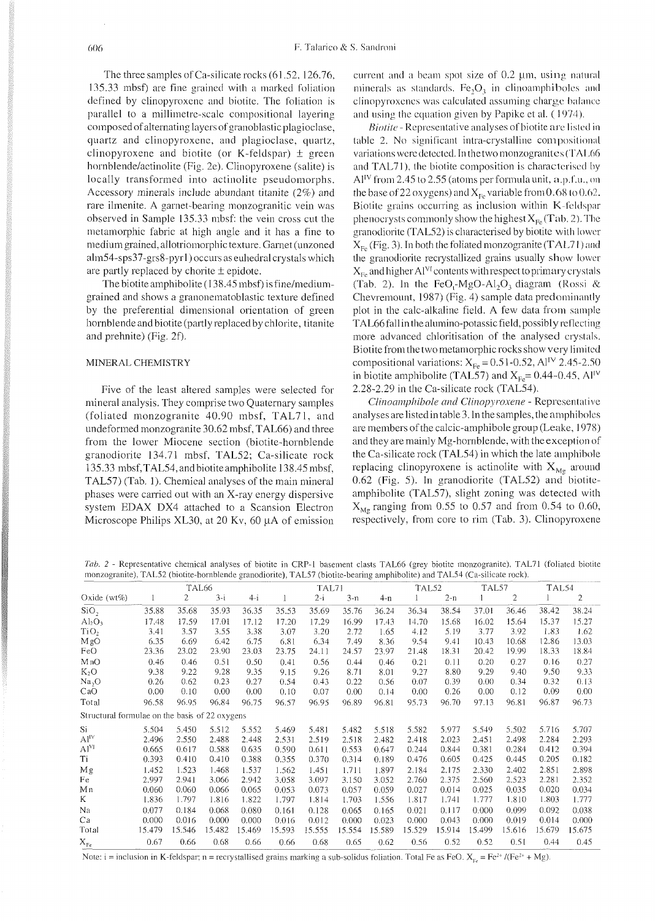The three samples of Ca-silicate rocks (61.52, 126.76, 135.33 mbsf) are fine grained with a marked foliation defined by clinopyroxene and biotite. The foliation is parallel to a millimetre-scale compositional layering composed of alternating layers of granoblastic plagioclase, quartz and clinopyroxene, and plagioclase, quartz, clinopyroxene and biotite (or K-feldspar) ± green hornblende/actinolite (Fig. 2e). Clinopyroxene (salite) is locally transformed into actinolite pseudomorphs. Accessory minerals include abundant titanite (2%) and rare ilmenite. A garnet-bearing monzogranitic vein was observed in Sample 135.33 mbsf: the vein cross cut the metamorphic fabric at high angle and it has a fine to medium grained, allotriomorphic texture. Garnet (unzoned alm54-sps37-grs8-pyr1) occurs as euhedral crystals which are partly replaced by chorite ± epidote.

The biotite amphibolite (138.45 mbsf) is fine/medium-grained and shows a granonematoblastic texture defined by the preferential dimensional orientation of green hornblende and biotite (partly replaced by chlorite, titanite and prehnite) (Fig. 2f).

## MINERAL CHEMISTRY

Five of the least altered samples were selected for mineral analysis. They comprise two Quaternary samples (foliated monzogranite 40.90 mbsf, TAL71, and undeformed monzogranite 30.62 mbsf, TAL66) and three from the lower Miocene section (biotite-hornblende granodiorite 134.71 mbsf, TAL52; Ca-silicate rock 135.33 mbsf, TAL54, and biotite amphibolite 138.45 mbsf, TAL57) (Tab. 1). Chemical analyses of the main mineral phases were carried out with an X-ray energy dispersive system EDAX DX4 attached to a Scansion Electron Microscope Philips XL30, at 20 Kv, 60 μA of emission current and a beam spot size of 0.2 μm, using natural minerals as standards. $Fe_2O_3$ in clinoamphiboles and clinopyroxenes was calculated assuming charge balance and using the equation given by Papike et al. (1974).

*Biotite* - Representative analyses of biotite are listed in table 2. No significant intra-crystalline compositional variations were detected. In the two monzogranites (TAL66 and TAL71), the biotite composition is characterised by $Al^{IV}$ from 2.45 to 2.55 (atoms per formula unit, a.p.f.u., on the base of 22 oxygens) and $X_{Fe}$ variable from 0.68 to 0.62. Biotite grains occurring as inclusion within K-feldspar phenocrysts commonly show the highest $X_{Fe}$ (Tab. 2). The granodiorite (TAL52) is characterised by biotite with lower $X_{Fe}$ (Fig. 3). In both the foliated monzogranite (TAL71) and the granodiorite recrystallized grains usually show lower $X_{Fe}$ and higher $Al^{VI}$ contents with respect to primary crystals (Tab. 2). In the $FeO_t$-MgO-$Al_2O_3$ diagram (Rossi & Chevremount, 1987) (Fig. 4) sample data predominantly plot in the calc-alkaline field. A few data from sample TAL66 fall in the alumino-potassic field, possibly reflecting more advanced chloritisation of the analysed crystals. Biotite from the two metamorphic rocks show very limited compositional variations: $X_{Fe}$ = 0.51-0.52, $Al^{IV}$ 2.45-2.50 in biotite amphibolite (TAL57) and $X_{Fe}$= 0.44-0.45, $Al^{IV}$ 2.28-2.29 in the Ca-silicate rock (TAL54).

*Clinoamphibole and Clinopyroxene* - Representative analyses are listed in table 3. In the samples, the amphiboles are members of the calcic-amphibole group (Leake, 1978) and they are mainly Mg-hornblende, with the exception of the Ca-silicate rock (TAL54) in which the late amphibole replacing clinopyroxene is actinolite with $X_{Mg}$ around 0.62 (Fig. 5). In granodiorite (TAL52) and biotite-amphibolite (TAL57), slight zoning was detected with $X_{Mg}$ ranging from 0.55 to 0.57 and from 0.54 to 0.60, respectively, from core to rim (Tab. 3). Clinopyroxene

*Tab. 2* - Representative chemical analyses of biotite in CRP-1 basement clasts TAL66 (grey biotite monzogranite), TAL71 (foliated biotite monzogranite), TAL52 (biotite-hornblende granodiorite), TAL57 (biotite-bearing amphibolite) and TAL54 (Ca-silicate rock).

| | TAL66 | | | | TAL71 | | | | TAL52 | | TAL57 | | TAL54 | |
|---|---|---|---|---|---|---|---|---|---|---|---|---|---|---|
| Oxide (wt%) | 1 | 2 | 3-i | 4-i | 1 | 2-i | 3-n | 4-n | 1 | 2-n | 1 | 2 | 1 | 2 |
| $SiO_2$ | 35.88 | 35.68 | 35.93 | 36.35 | 35.53 | 35.69 | 35.76 | 36.24 | 36.34 | 38.54 | 37.01 | 36.46 | 38.42 | 38.24 |
| $Al_2O_3$ | 17.48 | 17.59 | 17.01 | 17.12 | 17.20 | 17.29 | 16.99 | 17.43 | 14.70 | 15.68 | 16.02 | 15.64 | 15.37 | 15.27 |
| $TiO_2$ | 3.41 | 3.57 | 3.55 | 3.38 | 3.07 | 3.20 | 2.72 | 1.65 | 4.12 | 5.19 | 3.77 | 3.92 | 1.83 | 1.62 |
| MgO | 6.35 | 6.69 | 6.42 | 6.75 | 6.81 | 6.34 | 7.49 | 8.36 | 9.54 | 9.41 | 10.43 | 10.68 | 12.86 | 13.03 |
| FeO | 23.36 | 23.02 | 23.90 | 23.03 | 23.75 | 24.11 | 24.57 | 23.97 | 21.48 | 18.31 | 20.42 | 19.99 | 18.33 | 18.84 |
| MnO | 0.46 | 0.46 | 0.51 | 0.50 | 0.41 | 0.56 | 0.44 | 0.46 | 0.21 | 0.11 | 0.20 | 0.27 | 0.16 | 0.27 |
| $K_2O$ | 9.38 | 9.22 | 9.28 | 9.35 | 9.15 | 9.26 | 8.71 | 8.01 | 9.27 | 8.80 | 9.29 | 9.40 | 9.50 | 9.33 |
| $Na_2O$ | 0.26 | 0.62 | 0.23 | 0.27 | 0.54 | 0.43 | 0.22 | 0.56 | 0.07 | 0.39 | 0.00 | 0.34 | 0.32 | 0.13 |
| CaO | 0.00 | 0.10 | 0.00 | 0.00 | 0.10 | 0.07 | 0.00 | 0.14 | 0.00 | 0.26 | 0.00 | 0.12 | 0.09 | 0.00 |
| Total | 96.58 | 96.95 | 96.84 | 96.75 | 96.57 | 96.95 | 96.89 | 96.81 | 95.73 | 96.70 | 97.13 | 96.81 | 96.87 | 96.73 |
| Structural formulae on the basis of 22 oxygens | | | | | | | | | | | | | | |
| Si | 5.504 | 5.450 | 5.512 | 5.552 | 5.469 | 5.481 | 5.482 | 5.518 | 5.582 | 5.977 | 5.549 | 5.502 | 5.716 | 5.707 |
| $Al^{IV}$ | 2.496 | 2.550 | 2.488 | 2.448 | 2.531 | 2.519 | 2.518 | 2.482 | 2.418 | 2.023 | 2.451 | 2.498 | 2.284 | 2.293 |
| $Al^{VI}$ | 0.665 | 0.617 | 0.588 | 0.635 | 0.590 | 0.611 | 0.553 | 0.647 | 0.244 | 0.844 | 0.381 | 0.284 | 0.412 | 0.394 |
| Ti | 0.393 | 0.410 | 0.410 | 0.388 | 0.355 | 0.370 | 0.314 | 0.189 | 0.476 | 0.605 | 0.425 | 0.445 | 0.205 | 0.182 |
| Mg | 1.452 | 1.523 | 1.468 | 1.537 | 1.562 | 1.451 | 1.711 | 1.897 | 2.184 | 2.175 | 2.330 | 2.402 | 2.851 | 2.898 |
| Fe | 2.997 | 2.941 | 3.066 | 2.942 | 3.058 | 3.097 | 3.150 | 3.052 | 2.760 | 2.375 | 2.560 | 2.523 | 2.281 | 2.352 |
| Mn | 0.060 | 0.060 | 0.066 | 0.065 | 0.053 | 0.073 | 0.057 | 0.059 | 0.027 | 0.014 | 0.025 | 0.035 | 0.020 | 0.034 |
| K | 1.836 | 1.797 | 1.816 | 1.822 | 1.797 | 1.814 | 1.703 | 1.556 | 1.817 | 1.741 | 1.777 | 1.810 | 1.803 | 1.777 |
| Na | 0.077 | 0.184 | 0.068 | 0.080 | 0.161 | 0.128 | 0.065 | 0.165 | 0.021 | 0.117 | 0.000 | 0.099 | 0.092 | 0.038 |
| Ca | 0.000 | 0.016 | 0.000 | 0.000 | 0.016 | 0.012 | 0.000 | 0.023 | 0.000 | 0.043 | 0.000 | 0.019 | 0.014 | 0.000 |
| Total | 15.479 | 15.546 | 15.482 | 15.469 | 15.593 | 15.555 | 15.554 | 15.589 | 15.529 | 15.914 | 15.499 | 15.616 | 15.679 | 15.675 |
| $X_{Fe}$ | 0.67 | 0.66 | 0.68 | 0.66 | 0.66 | 0.68 | 0.65 | 0.62 | 0.56 | 0.52 | 0.52 | 0.51 | 0.44 | 0.45 |

Note: i = inclusion in K-feldspar; n = recrystallised grains marking a sub-solidus foliation. Total Fe as FeO. $X_{Fe} = Fe^{2+}/(Fe^{2+} + Mg)$.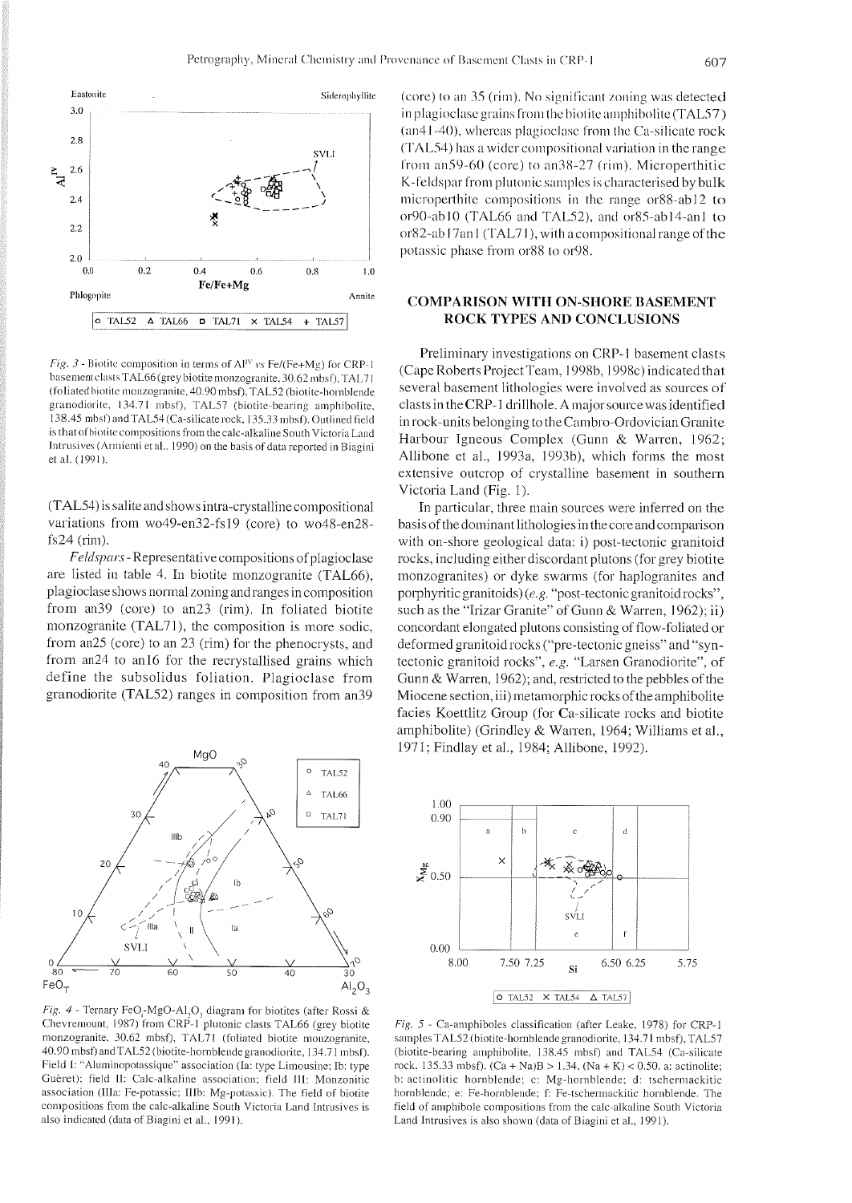*Fig. 3* - Biotite composition in terms of $Al^{IV}$ *vs* Fe/(Fe+Mg) for CRP-1 basement clasts TAL66 (grey biotite monzogranite, 30.62 mbsf), TAL71 (foliated biotite monzogranite, 40.90 mbsf), TAL52 (biotite-hornblende granodiorite, 134.71 mbsf), TAL57 (biotite-bearing amphibolite, 138.45 mbsf) and TAL54 (Ca-silicate rock, 135.33 mbsf). Outlined field is that of biotite compositions from the calc-alkaline South Victoria Land Intrusives (Armienti et al., 1990) on the basis of data reported in Biagini et al. (1991).

(TAL54) is salite and shows intra-crystalline compositional variations from wo49-en32-fs19 (core) to wo48-en28-fs24 (rim).

*Feldspars* - Representative compositions of plagioclase are listed in table 4. In biotite monzogranite (TAL66), plagioclase shows normal zoning and ranges in composition from an39 (core) to an23 (rim). In foliated biotite monzogranite (TAL71), the composition is more sodic, from an25 (core) to an 23 (rim) for the phenocrysts, and from an24 to an16 for the recrystallised grains which define the subsolidus foliation. Plagioclase from granodiorite (TAL52) ranges in composition from an39 (core) to an 35 (rim). No significant zoning was detected in plagioclase grains from the biotite amphibolite (TAL57) (an41-40), whereas plagioclase from the Ca-silicate rock (TAL54) has a wider compositional variation in the range from an59-60 (core) to an38-27 (rim). Microperthitic K-feldspar from plutonic samples is characterised by bulk microperthite compositions in the range or88-ab12 to or90-ab10 (TAL66 and TAL52), and or85-ab14-an1 to or82-ab17an1 (TAL71), with a compositional range of the potassic phase from or88 to or98.

*Fig. 4* - Ternary $FeO_T$-MgO-$Al_2O_3$ diagram for biotites (after Rossi & Chevremount, 1987) from CRP-1 plutonic clasts TAL66 (grey biotite monzogranite, 30.62 mbsf), TAL71 (foliated biotite monzogranite, 40.90 mbsf) and TAL52 (biotite-hornblende granodiorite, 134.71 mbsf). Field I: "Aluminopotassique" association (Ia: type Limousine; Ib: type Guèret); field II: Calc-alkaline association; field III: Monzonitic association (IIIa: Fe-potassic; IIIb: Mg-potassic). The field of biotite compositions from the calc-alkaline South Victoria Land Intrusives is also indicated (data of Biagini et al., 1991).

## COMPARISON WITH ON-SHORE BASEMENT ROCK TYPES AND CONCLUSIONS

Preliminary investigations on CRP-1 basement clasts (Cape Roberts Project Team, 1998b, 1998c) indicated that several basement lithologies were involved as sources of clasts in the CRP-1 drillhole. A major source was identified in rock-units belonging to the Cambro-Ordovician Granite Harbour Igneous Complex (Gunn & Warren, 1962; Allibone et al., 1993a, 1993b), which forms the most extensive outcrop of crystalline basement in southern Victoria Land (Fig. 1).

In particular, three main sources were inferred on the basis of the dominant lithologies in the core and comparison with on-shore geological data: i) post-tectonic granitoid rocks, including either discordant plutons (for grey biotite monzogranites) or dyke swarms (for haplogranites and porphyritic granitoids) (*e.g.* "post-tectonic granitoid rocks", such as the "Irizar Granite" of Gunn & Warren, 1962); ii) concordant elongated plutons consisting of flow-foliated or deformed granitoid rocks ("pre-tectonic gneiss" and "syn-tectonic granitoid rocks", *e.g.* "Larsen Granodiorite", of Gunn & Warren, 1962); and, restricted to the pebbles of the Miocene section, iii) metamorphic rocks of the amphibolite facies Koettlitz Group (for Ca-silicate rocks and biotite amphibolite) (Grindley & Warren, 1964; Williams et al., 1971; Findlay et al., 1984; Allibone, 1992).

*Fig. 5* - Ca-amphiboles classification (after Leake, 1978) for CRP-1 samples TAL52 (biotite-hornblende granodiorite, 134.71 mbsf), TAL57 (biotite-bearing amphibolite, 138.45 mbsf) and TAL54 (Ca-silicate rock, 135.33 mbsf). (Ca + Na)B > 1.34, (Na + K) < 0.50. a: actinolite; b: actinolitic hornblende; c: Mg-hornblende; d: tschermackitic hornblende; e: Fe-hornblende; f: Fe-tschermackitic hornblende. The field of amphibole compositions from the calc-alkaline South Victoria Land Intrusives is also shown (data of Biagini et al., 1991).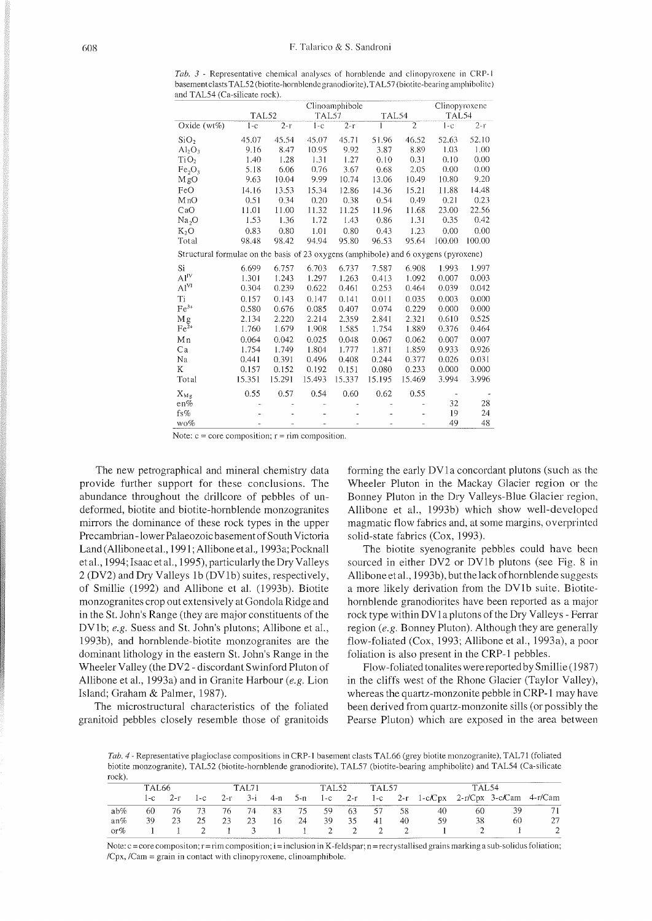*Tab. 3* - Representative chemical analyses of hornblende and clinopyroxene in CRP-1 basement clasts TAL52 (biotite-hornblende granodiorite), TAL57 (biotite-bearing amphibolite) and TAL54 (Ca-silicate rock).

| | Clinoamphibole | | | | | | Clinopyroxene | |
|---|---|---|---|---|---|---|---|---|
| | TAL52 | | TAL57 | | TAL54 | | TAL54 | |
| Oxide (wt%) | 1-c | 2-r | 1-c | 2-r | 1 | 2 | 1-c | 2-r |
| $SiO_2$ | 45.07 | 45.54 | 45.07 | 45.71 | 51.96 | 46.52 | 52.63 | 52.10 |
| $Al_2O_3$ | 9.16 | 8.47 | 10.95 | 9.92 | 3.87 | 8.89 | 1.03 | 1.00 |
| $TiO_2$ | 1.40 | 1.28 | 1.31 | 1.27 | 0.10 | 0.31 | 0.10 | 0.00 |
| $Fe_2O_3$ | 5.18 | 6.06 | 0.76 | 3.67 | 0.68 | 2.05 | 0.00 | 0.00 |
| MgO | 9.63 | 10.04 | 9.99 | 10.74 | 13.06 | 10.49 | 10.80 | 9.20 |
| FeO | 14.16 | 13.53 | 15.34 | 12.86 | 14.36 | 15.21 | 11.88 | 14.48 |
| MnO | 0.51 | 0.34 | 0.20 | 0.38 | 0.54 | 0.49 | 0.21 | 0.23 |
| CaO | 11.01 | 11.00 | 11.32 | 11.25 | 11.96 | 11.68 | 23.00 | 22.56 |
| $Na_2O$ | 1.53 | 1.36 | 1.72 | 1.43 | 0.86 | 1.31 | 0.35 | 0.42 |
| $K_2O$ | 0.83 | 0.80 | 1.01 | 0.80 | 0.43 | 1.23 | 0.00 | 0.00 |
| Total | 98.48 | 98.42 | 94.94 | 95.80 | 96.53 | 95.64 | 100.00 | 100.00 |
| Structural formulae on the basis of 23 oxygens (amphibole) and 6 oxygens (pyroxene) | | | | | | | | |
| Si | 6.699 | 6.757 | 6.703 | 6.737 | 7.587 | 6.908 | 1.993 | 1.997 |
| $Al^{IV}$ | 1.301 | 1.243 | 1.297 | 1.263 | 0.413 | 1.092 | 0.007 | 0.003 |
| $Al^{VI}$ | 0.304 | 0.239 | 0.622 | 0.461 | 0.253 | 0.464 | 0.039 | 0.042 |
| Ti | 0.157 | 0.143 | 0.147 | 0.141 | 0.011 | 0.035 | 0.003 | 0.000 |
| $Fe^{3+}$ | 0.580 | 0.676 | 0.085 | 0.407 | 0.074 | 0.229 | 0.000 | 0.000 |
| Mg | 2.134 | 2.220 | 2.214 | 2.359 | 2.841 | 2.321 | 0.610 | 0.525 |
| $Fe^{2+}$ | 1.760 | 1.679 | 1.908 | 1.585 | 1.754 | 1.889 | 0.376 | 0.464 |
| Mn | 0.064 | 0.042 | 0.025 | 0.048 | 0.067 | 0.062 | 0.007 | 0.007 |
| Ca | 1.754 | 1.749 | 1.804 | 1.777 | 1.871 | 1.859 | 0.933 | 0.926 |
| Na | 0.441 | 0.391 | 0.496 | 0.408 | 0.244 | 0.377 | 0.026 | 0.031 |
| K | 0.157 | 0.152 | 0.192 | 0.151 | 0.080 | 0.233 | 0.000 | 0.000 |
| Total | 15.351 | 15.291 | 15.493 | 15.337 | 15.195 | 15.469 | 3.994 | 3.996 |
| $X_{Mg}$ | 0.55 | 0.57 | 0.54 | 0.60 | 0.62 | 0.55 | - | - |
| en% | - | - | - | - | - | - | 32 | 28 |
| fs% | - | - | - | - | - | - | 19 | 24 |
| wo% | - | - | - | - | - | - | 49 | 48 |

Note: c = core composition; r = rim composition.

The new petrographical and mineral chemistry data provide further support for these conclusions. The abundance throughout the drillcore of pebbles of undeformed, biotite and biotite-hornblende monzogranites mirrors the dominance of these rock types in the upper Precambrian - lower Palaeozoic basement of South Victoria Land (Allibone et al., 1991; Allibone et al., 1993a; Pocknall et al., 1994; Isaac et al., 1995), particularly the Dry Valleys 2 (DV2) and Dry Valleys 1b (DV1b) suites, respectively, of Smillie (1992) and Allibone et al. (1993b). Biotite monzogranites crop out extensively at Gondola Ridge and in the St. John's Range (they are major constituents of the DV1b; *e.g.* Suess and St. John's plutons; Allibone et al., 1993b), and hornblende-biotite monzogranites are the dominant lithology in the eastern St. John's Range in the Wheeler Valley (the DV2 - discordant Swinford Pluton of Allibone et al., 1993a) and in Granite Harbour (*e.g.* Lion Island; Graham & Palmer, 1987).

The microstructural characteristics of the foliated granitoid pebbles closely resemble those of granitoids forming the early DV1a concordant plutons (such as the Wheeler Pluton in the Mackay Glacier region or the Bonney Pluton in the Dry Valleys-Blue Glacier region, Allibone et al., 1993b) which show well-developed magmatic flow fabrics and, at some margins, overprinted solid-state fabrics (Cox, 1993).

The biotite syenogranite pebbles could have been sourced in either DV2 or DV1b plutons (see Fig. 8 in Allibone et al., 1993b), but the lack of hornblende suggests a more likely derivation from the DV1b suite. Biotite-hornblende granodiorites have been reported as a major rock type within DV1a plutons of the Dry Valleys - Ferrar region (*e.g.* Bonney Pluton). Although they are generally flow-foliated (Cox, 1993; Allibone et al., 1993a), a poor foliation is also present in the CRP-1 pebbles.

Flow-foliated tonalites were reported by Smillie (1987) in the cliffs west of the Rhone Glacier (Taylor Valley), whereas the quartz-monzonite pebble in CRP-1 may have been derived from quartz-monzonite sills (or possibly the Pearse Pluton) which are exposed in the area between

*Tab. 4* - Representative plagioclase compositions in CRP-1 basement clasts TAL66 (grey biotite monzogranite), TAL71 (foliated biotite monzogranite), TAL52 (biotite-hornblende granodiorite), TAL57 (biotite-bearing amphibolite) and TAL54 (Ca-silicate rock).

| | TAL66 | | TAL71 | | | | | TAL52 | | TAL57 | | TAL54 | | | |
|---|---|---|---|---|---|---|---|---|---|---|---|---|---|---|---|
| | 1-c | 2-r | 1-c | 2-r | 3-i | 4-n | 5-n | 1-c | 2-r | 1-c | 2-r | 1-c/Cpx | 2-r/Cpx | 3-c/Cam | 4-r/Cam |
| ab% | 60 | 76 | 73 | 76 | 74 | 83 | 75 | 59 | 63 | 57 | 58 | 40 | 60 | 39 | 71 |
| an% | 39 | 23 | 25 | 23 | 23 | 16 | 24 | 39 | 35 | 41 | 40 | 59 | 38 | 60 | 27 |
| or% | 1 | 1 | 2 | 1 | 3 | 1 | 1 | 2 | 2 | 2 | 2 | 1 | 2 | 1 | 2 |

Note: c = core compositon; r = rim composition; i = inclusion in K-feldspar; n = recrystallised grains marking a sub-solidus foliation; /Cpx, /Cam = grain in contact with clinopyroxene, clinoamphibole.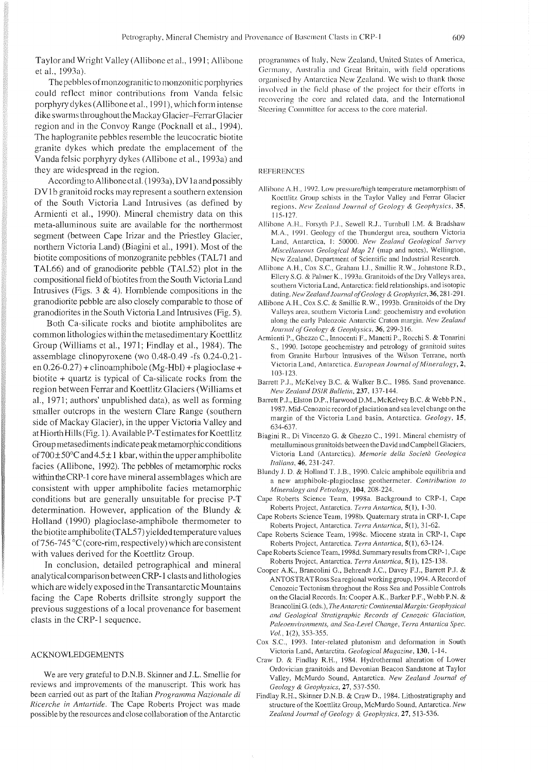Taylor and Wright Valley (Allibone et al., 1991; Allibone et al., 1993a).

The pebbles of monzogranitic to monzonitic porphyries could reflect minor contributions from Vanda felsic porphyry dykes (Allibone et al., 1991), which form intense dike swarms throughout the Mackay Glacier–Ferrar Glacier region and in the Convoy Range (Pocknall et al., 1994). The haplogranite pebbles resemble the leucocratic biotite granite dykes which predate the emplacement of the Vanda felsic porphyry dykes (Allibone et al., 1993a) and they are widespread in the region.

According to Allibone et al. (1993a), DV1a and possibly DV1b granitoid rocks may represent a southern extension of the South Victoria Land Intrusives (as defined by Armienti et al., 1990). Mineral chemistry data on this meta-alluminous suite are available for the northernmost segment (between Cape Irizar and the Priestley Glacier, northern Victoria Land) (Biagini et al., 1991). Most of the biotite compositions of monzogranite pebbles (TAL71 and TAL66) and of granodiorite pebble (TAL52) plot in the compositional field of biotites from the South Victoria Land Intrusives (Figs. 3 & 4). Hornblende compositions in the granodiorite pebble are also closely comparable to those of granodiorites in the South Victoria Land Intrusives (Fig. 5).

Both Ca-silicate rocks and biotite amphibolites are common lithologies within the metasedimentary Koettlitz Group (Williams et al., 1971; Findlay et al., 1984). The assemblage clinopyroxene (wo 0.48-0.49 -fs 0.24-0.21-en 0.26-0.27) + clinoamphibole (Mg-Hbl) + plagioclase + biotite + quartz is typical of Ca-silicate rocks from the region between Ferrar and Koettlitz Glaciers (Williams et al., 1971; authors' unpublished data), as well as forming smaller outcrops in the western Clare Range (southern side of Mackay Glacier), in the upper Victoria Valley and at Hiorth Hills (Fig. 1). Available P-T estimates for Koettlitz Group metasediments indicate peak metamorphic conditions of 700±50°C and 4.5±1 kbar, within the upper amphibolite facies (Allibone, 1992). The pebbles of metamorphic rocks within the CRP-1 core have mineral assemblages which are consistent with upper amphibolite facies metamorphic conditions but are generally unsuitable for precise P-T determination. However, application of the Blundy & Holland (1990) plagioclase-amphibole thermometer to the biotite amphibolite (TAL57) yielded temperature values of 756-745 °C (core-rim, respectively) which are consistent with values derived for the Koettlitz Group.

In conclusion, detailed petrographical and mineral analytical comparison between CRP-1 clasts and lithologies which are widely exposed in the Transantarctic Mountains facing the Cape Roberts drillsite strongly support the previous suggestions of a local provenance for basement clasts in the CRP-1 sequence.

## ACKNOWLEDGEMENTS

We are very grateful to D.N.B. Skinner and J.L. Smellie for reviews and improvements of the manuscript. This work has been carried out as part of the Italian *Programma Nazionale di Ricerche in Antartide*. The Cape Roberts Project was made possible by the resources and close collaboration of the Antarctic programmes of Italy, New Zealand, United States of America, Germany, Australia and Great Britain, with field operations organised by Antarctica New Zealand. We wish to thank those involved in the field phase of the project for their efforts in recovering the core and related data, and the International Steering Committee for access to the core material.

## REFERENCES

Allibone A.H., 1992. Low pressure/high temperature metamorphism of Koettlitz Group schists in the Taylor Valley and Ferrar Glacier regions. *New Zealand Journal of Geology & Geophysics*, **35**, 115-127.

Allibone A.H., Forsyth P.J., Sewell R.J., Turnbull I.M. & Bradshaw M.A., 1991. Geology of the Thundergut area, southern Victoria Land, Antarctica, 1: 50000. *New Zealand Geological Survey Miscellaneous Geological Map 21* (map and notes), Wellington, New Zealand, Department of Scientific and Industrial Research.

Allibone A.H., Cox S.C., Graham I.J., Smillie R.W., Johnstone R.D., Ellery S.G. & Palmer K., 1993a. Granitoids of the Dry Valleys area, southern Victoria Land, Antarctica: field relationships, and isotopic dating. *New Zealand Journal of Geology & Geophysics*, **36**, 281-291.

Allibone A.H., Cox S.C. & Smillie R.W., 1993b. Granitoids of the Dry Valleys area, southern Victoria Land: geochemistry and evolution along the early Paleozoic Antarctic Craton margin. *New Zealand Journal of Geology & Geophysics*, **36**, 299-316.

Armienti P., Ghezzo C., Innocenti F., Manetti P., Rocchi S. & Tonarini S., 1990. Isotope geochemistry and petrology of granitoid suites from Granite Harbour Intrusives of the Wilson Terrane, north Victoria Land, Antarctica. *European Journal of Mineralogy*, **2**, 103-123.

Barrett P.J., McKelvey B.C. & Walker B.C., 1986. Sand provenance. *New Zealand DSIR Bulletin*, **237**, 137-144.

Barrett P.J., Elston D.P., Harwood D.M., McKelvey B.C. & Webb P.N., 1987. Mid-Cenozoic record of glaciation and sea level change on the margin of the Victoria Land basin, Antarctica. *Geology*, **15**, 634-637.

Biagini R., Di Vincenzo G. & Ghezzo C., 1991. Mineral chemistry of metalluminous granitoids between the David and Campbell Glaciers, Victoria Land (Antarctica). *Memorie della Società Geologica Italiana*, **46**, 231-247.

Blundy J. D. & Holland T. J.B., 1990. Calcic amphibole equilibria and a new amphibole-plagioclase geothermeter. *Contribution to Mineralogy and Petrology*, **104**, 208-224.

Cape Roberts Science Team, 1998a. Background to CRP-1, Cape Roberts Project, Antarctica. *Terra Antartica*, **5**(1), 1-30.

Cape Roberts Science Team, 1998b. Quaternary strata in CRP-1, Cape Roberts Project, Antarctica. *Terra Antartica*, **5**(1), 31-62.

Cape Roberts Science Team, 1998c. Miocene strata in CRP-1, Cape Roberts Project, Antarctica. *Terra Antartica*, **5**(1), 63-124.

Cape Roberts Science Team, 1998d. Summary results from CRP-1, Cape Roberts Project, Antarctica. *Terra Antartica*, **5**(1), 125-138.

Cooper A.K., Brancolini G., Behrendt J.C., Davey F.J., Barrett P.J. & ANTOSTRAT Ross Sea regional working group, 1994. A Record of Cenozoic Tectonism throghout the Ross Sea and Possible Controls on the Glacial Records. In: Cooper A.K., Barker P.F., Webb P.N. & Brancolini G. (eds.), *The Antarctic Continental Margin: Geophysical and Geological Stratigraphic Records of Cenozoic Glaciation, Paleoenvironments, and Sea-Level Change, Terra Antartica Spec. Vol.*, **1**(2), 353-355.

Cox S.C., 1993. Inter-related plutonism and deformation in South Victoria Land, Antarctita. *Geological Magazine*, **130**, 1-14.

Craw D. & Findlay R.H., 1984. Hydrothermal alteration of Lower Ordovician granitoids and Devonian Beacon Sandstone at Taylor Valley, McMurdo Sound, Antarctica. *New Zealand Journal of Geology & Geophysics*, **27**, 537-550.

Findlay R.H., Skinner D.N.B. & Craw D., 1984. Lithostratigraphy and structure of the Koettlitz Group, McMurdo Sound, Antarctica. *New Zealand Journal of Geology & Geophysics*, **27**, 513-536.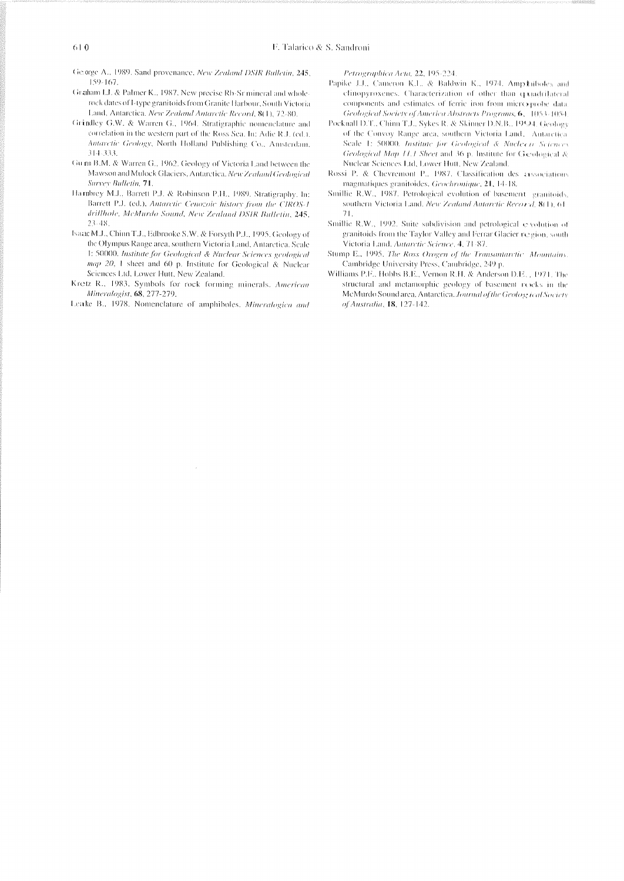George A., 1989. Sand provenance. *New Zealand DSIR Bulletin*, **245**, 159-167.

Graham I.J. & Palmer K., 1987. New precise Rb-Sr mineral and whole-rock dates of I-type granitoids from Granite Harbour, South Victoria Land, Antarctica. *New Zealand Antarctic Record*, **8**(1), 72-80.

Grindley G.W. & Warren G., 1964. Stratigraphic nomenclature and correlation in the western part of the Ross Sea. In: Adie R.J. (ed.), *Antarctic Geology*, North Holland Publishing Co., Amsterdam, 314-333.

Gunn B.M. & Warren G., 1962. Geology of Victoria Land between the Mawson and Mulock Glaciers, Antarctica. *New Zealand Geological Survey Bulletin*, **71**.

Hambrey M.J., Barrett P.J. & Robinson P.H., 1989. Stratigraphy. In: Barrett P.J. (ed.), *Antarctic Cenozoic history from the CIROS-1 drillhole, McMurdo Sound, New Zealand DSIR Bulletin*, **245**, 23-48.

Isaac M.J., Chinn T.J., Edbrooke S.W. & Forsyth P.J., 1995. Geology of the Olympus Range area, southern Victoria Land, Antarctica. Scale 1: 50000. *Institute for Geological & Nuclear Sciences geological map 20*, 1 sheet and 60 p. Institute for Geological & Nuclear Sciences Ltd, Lower Hutt, New Zealand.

Kretz R., 1983. Symbols for rock forming minerals. *American Mineralogist*, **68**, 277-279.

Leake B., 1978. Nomenclature of amphiboles. *Mineralogica and Petrographica Acta*, **22**, 195-224.

Papike J.J., Cameron K.L. & Baldwin K., 1974. Amphiboles and clinopyroxenes. Characterization of other than quadrilateral components and estimates of ferric iron from microprobe data. *Geological Society of America Abstracts Programs*, **6**, 1053-1054.

Pocknall D.T., Chinn T.J., Sykes R. & Skinner D.N.B., 1994. Geology of the Convoy Range area, southern Victoria Land, Antarctica. Scale 1: 50000. *Institute for Geological & Nuclear Sciences Geological Map 11.1 Sheet* and 36 p. Institute for Geological & Nuclear Sciences Ltd, Lower Hutt, New Zealand.

Rossi P. & Chevremont P., 1987. Classification des associations magmatiques granitoides. *Geochronique*, **21**, 14-18.

Smillie R.W., 1987. Petrological evolution of basement granitoids, southern Victoria Land. *New Zealand Antarctic Record*, **8**(1), 61-71.

Smillie R.W., 1992. Suite subdivision and petrological evolution of granitoids from the Taylor Valley and Ferrar Glacier region, south Victoria Land. *Antarctic Science*, **4**, 71-87.

Stump E., 1995. *The Ross Orogen of the Transantarctic Mountains*. Cambridge University Press, Cambridge, 249 p.

Williams P.F., Hobbs B.E., Vernon R.H. & Anderson D.E., 1971. The structural and metamorphic geology of basement rocks in the McMurdo Sound area, Antarctica. *Journal of the Geological Society of Australia*, **18**, 127-142.